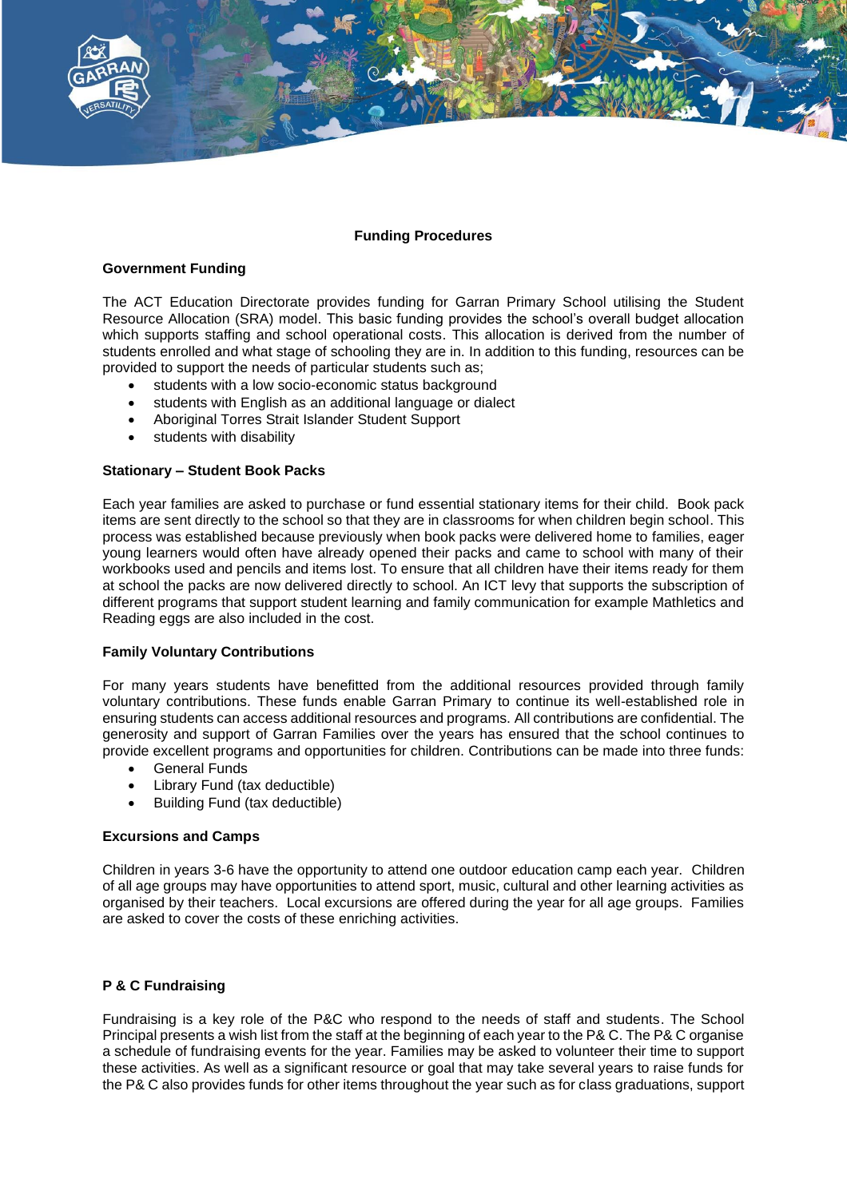# Funding Procedures

## Government Funding

The ACT Education Directorate provides funding for Garran Primary School utilising the Student Resource Allocation (SRA) model. This basic funding provides the school's overall budget allocation which supports staffing and school operational costs. This allocation is derived from the number of students enrolled and what stage of schooling they are in. In addition to this funding, resources can be provided to support the needs of particular students such as;

- students with a low socio-economic status background
- students with English as an additional language or dialect
- Aboriginal Torres Strait Islander Student Support
- students with disability

## Stationary – Student Book Packs

Each year families are asked to purchase or fund essential stationary items for their child. Book pack items are sent directly to the school so that they are in classrooms for when children begin school. This process was established because previously when book packs were delivered home to families, eager young learners would often have already opened their packs and came to school with many of their workbooks used and pencils and items lost. To ensure that all children have their items ready for them at school the packs are now delivered directly to school. An ICT levy that supports the subscription of different programs that support student learning and family communication for example Mathletics and Reading eggs are also included in the cost.

## Family Voluntary Contributions

For many years students have benefitted from the additional resources provided through family voluntary contributions. These funds enable Garran Primary to continue its well-established role in ensuring students can access additional resources and programs. All contributions are confidential. The generosity and support of Garran Families over the years has ensured that the school continues to provide excellent programs and opportunities for children. Contributions can be made into three funds:

- General Funds
- Library Fund (tax deductible)
- Building Fund (tax deductible)

## Excursions and Camps

Children in years 3-6 have the opportunity to attend one outdoor education camp each year. Children of all age groups may have opportunities to attend sport, music, cultural and other learning activities as organised by their teachers. Local excursions are offered during the year for all age groups. Families are asked to cover the costs of these enriching activities.

## P & C Fundraising

Fundraising is a key role of the P&C who respond to the needs of staff and students. The School Principal presents a wish list from the staff at the beginning of each year to the P& C. The P& C organise a schedule of fundraising events for the year. Families may be asked to volunteer their time to support these activities. As well as a significant resource or goal that may take several years to raise funds for the P& C also provides funds for other items throughout the year such as for class graduations, support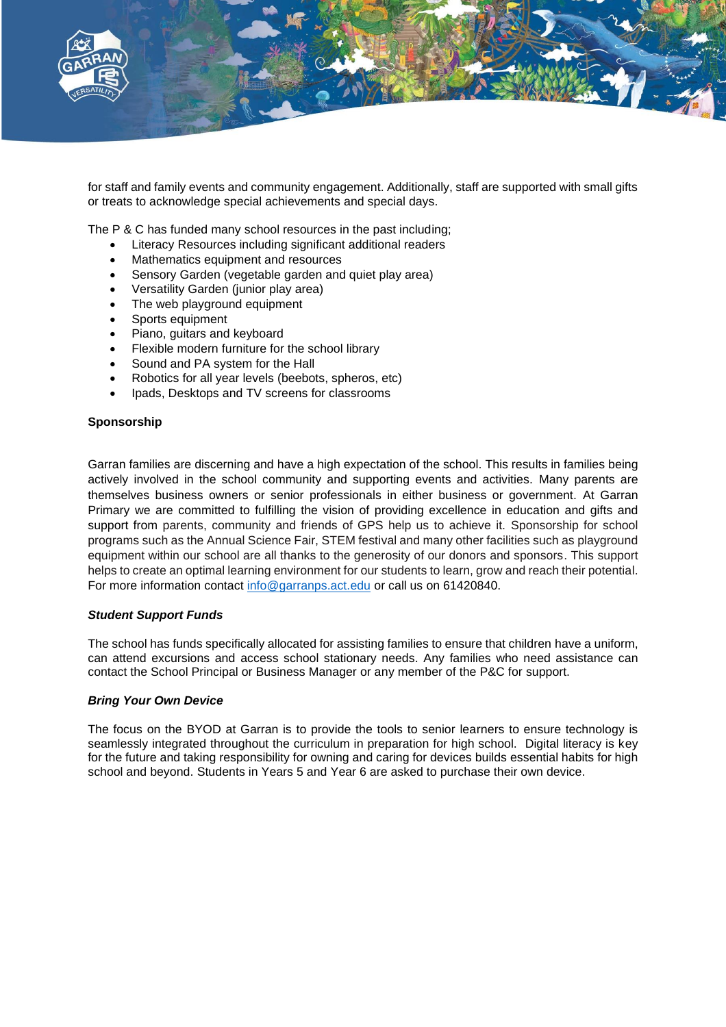for staff and family events and community engagement. Additionally, staff are supported with small gifts or treats to acknowledge special achievements and special days.

The P & C has funded many school resources in the past including;

- Literacy Resources including significant additional readers
- Mathematics equipment and resources
- Sensory Garden (vegetable garden and quiet play area)
- Versatility Garden (junior play area)
- The web playground equipment
- Sports equipment
- Piano, guitars and keyboard
- Flexible modern furniture for the school library
- Sound and PA system for the Hall
- Robotics for all year levels (beebots, spheros, etc)
- Ipads, Desktops and TV screens for classrooms

**Sponsorship**

Garran families are discerning and have a high expectation of the school. This results in families being actively involved in the school community and supporting events and activities. Many parents are themselves business owners or senior professionals in either business or government. At Garran Primary we are committed to fulfilling the vision of providing excellence in education and gifts and support from parents, community and friends of GPS help us to achieve it. Sponsorship for school programs such as the Annual Science Fair, STEM festival and many other facilities such as playground equipment within our school are all thanks to the generosity of our donors and sponsors. This support helps to create an optimal learning environment for our students to learn, grow and reach their potential. For more information contact info@garranps.act.edu or call us on 61420840.

***Student Support Funds***

The school has funds specifically allocated for assisting families to ensure that children have a uniform, can attend excursions and access school stationary needs. Any families who need assistance can contact the School Principal or Business Manager or any member of the P&C for support.

***Bring Your Own Device***

The focus on the BYOD at Garran is to provide the tools to senior learners to ensure technology is seamlessly integrated throughout the curriculum in preparation for high school. Digital literacy is key for the future and taking responsibility for owning and caring for devices builds essential habits for high school and beyond. Students in Years 5 and Year 6 are asked to purchase their own device.